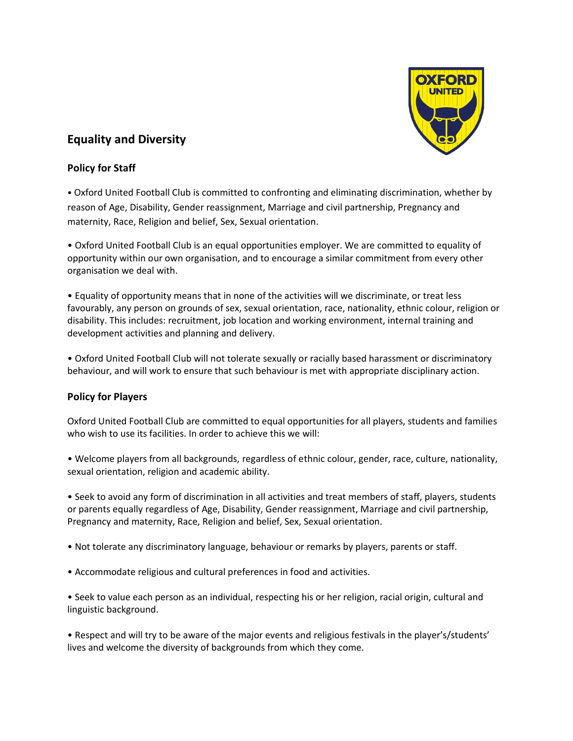## Equality and Diversity

### Policy for Staff

- Oxford United Football Club is committed to confronting and eliminating discrimination, whether by reason of Age, Disability, Gender reassignment, Marriage and civil partnership, Pregnancy and maternity, Race, Religion and belief, Sex, Sexual orientation.

- Oxford United Football Club is an equal opportunities employer. We are committed to equality of opportunity within our own organisation, and to encourage a similar commitment from every other organisation we deal with.

- Equality of opportunity means that in none of the activities will we discriminate, or treat less favourably, any person on grounds of sex, sexual orientation, race, nationality, ethnic colour, religion or disability. This includes: recruitment, job location and working environment, internal training and development activities and planning and delivery.

- Oxford United Football Club will not tolerate sexually or racially based harassment or discriminatory behaviour, and will work to ensure that such behaviour is met with appropriate disciplinary action.

### Policy for Players

Oxford United Football Club are committed to equal opportunities for all players, students and families who wish to use its facilities. In order to achieve this we will:

- Welcome players from all backgrounds, regardless of ethnic colour, gender, race, culture, nationality, sexual orientation, religion and academic ability.

- Seek to avoid any form of discrimination in all activities and treat members of staff, players, students or parents equally regardless of Age, Disability, Gender reassignment, Marriage and civil partnership, Pregnancy and maternity, Race, Religion and belief, Sex, Sexual orientation.

- Not tolerate any discriminatory language, behaviour or remarks by players, parents or staff.

- Accommodate religious and cultural preferences in food and activities.

- Seek to value each person as an individual, respecting his or her religion, racial origin, cultural and linguistic background.

- Respect and will try to be aware of the major events and religious festivals in the player's/students' lives and welcome the diversity of backgrounds from which they come.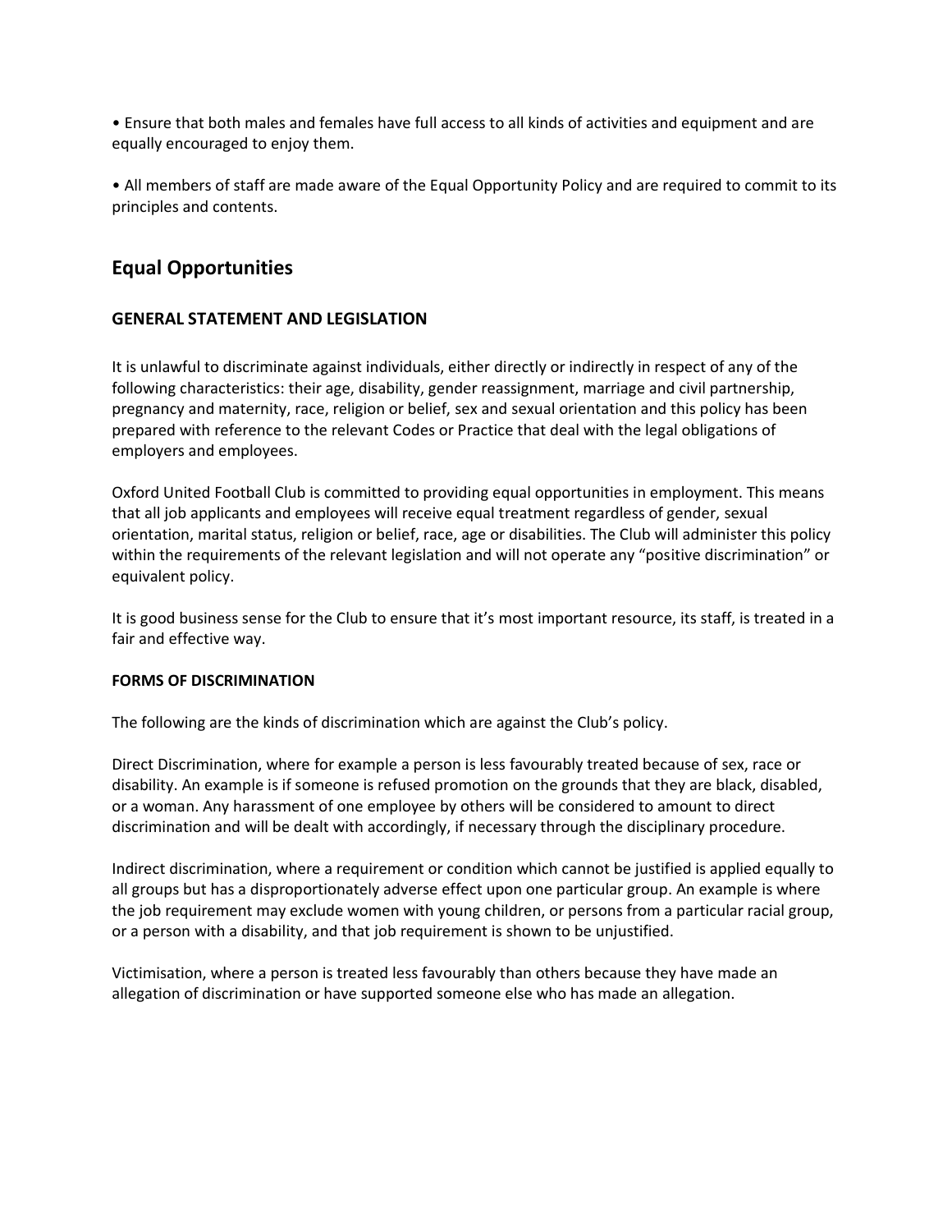- Ensure that both males and females have full access to all kinds of activities and equipment and are equally encouraged to enjoy them.

- All members of staff are made aware of the Equal Opportunity Policy and are required to commit to its principles and contents.

## Equal Opportunities

### GENERAL STATEMENT AND LEGISLATION

It is unlawful to discriminate against individuals, either directly or indirectly in respect of any of the following characteristics: their age, disability, gender reassignment, marriage and civil partnership, pregnancy and maternity, race, religion or belief, sex and sexual orientation and this policy has been prepared with reference to the relevant Codes or Practice that deal with the legal obligations of employers and employees.

Oxford United Football Club is committed to providing equal opportunities in employment. This means that all job applicants and employees will receive equal treatment regardless of gender, sexual orientation, marital status, religion or belief, race, age or disabilities. The Club will administer this policy within the requirements of the relevant legislation and will not operate any "positive discrimination" or equivalent policy.

It is good business sense for the Club to ensure that it's most important resource, its staff, is treated in a fair and effective way.

#### FORMS OF DISCRIMINATION

The following are the kinds of discrimination which are against the Club's policy.

Direct Discrimination, where for example a person is less favourably treated because of sex, race or disability. An example is if someone is refused promotion on the grounds that they are black, disabled, or a woman. Any harassment of one employee by others will be considered to amount to direct discrimination and will be dealt with accordingly, if necessary through the disciplinary procedure.

Indirect discrimination, where a requirement or condition which cannot be justified is applied equally to all groups but has a disproportionately adverse effect upon one particular group. An example is where the job requirement may exclude women with young children, or persons from a particular racial group, or a person with a disability, and that job requirement is shown to be unjustified.

Victimisation, where a person is treated less favourably than others because they have made an allegation of discrimination or have supported someone else who has made an allegation.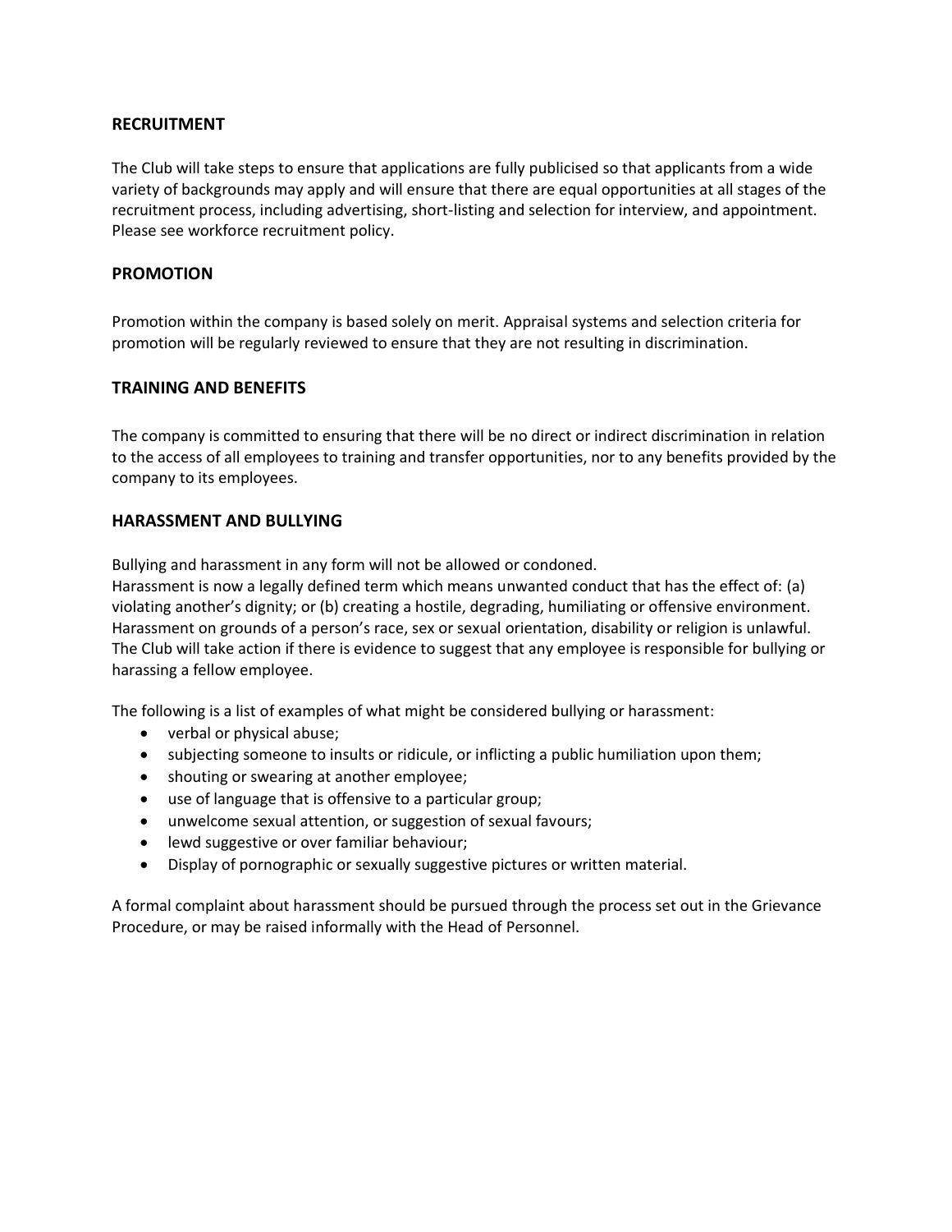## RECRUITMENT

The Club will take steps to ensure that applications are fully publicised so that applicants from a wide variety of backgrounds may apply and will ensure that there are equal opportunities at all stages of the recruitment process, including advertising, short-listing and selection for interview, and appointment. Please see workforce recruitment policy.

## PROMOTION

Promotion within the company is based solely on merit. Appraisal systems and selection criteria for promotion will be regularly reviewed to ensure that they are not resulting in discrimination.

## TRAINING AND BENEFITS

The company is committed to ensuring that there will be no direct or indirect discrimination in relation to the access of all employees to training and transfer opportunities, nor to any benefits provided by the company to its employees.

## HARASSMENT AND BULLYING

Bullying and harassment in any form will not be allowed or condoned.
Harassment is now a legally defined term which means unwanted conduct that has the effect of: (a) violating another's dignity; or (b) creating a hostile, degrading, humiliating or offensive environment. Harassment on grounds of a person's race, sex or sexual orientation, disability or religion is unlawful. The Club will take action if there is evidence to suggest that any employee is responsible for bullying or harassing a fellow employee.

The following is a list of examples of what might be considered bullying or harassment:

- verbal or physical abuse;
- subjecting someone to insults or ridicule, or inflicting a public humiliation upon them;
- shouting or swearing at another employee;
- use of language that is offensive to a particular group;
- unwelcome sexual attention, or suggestion of sexual favours;
- lewd suggestive or over familiar behaviour;
- Display of pornographic or sexually suggestive pictures or written material.

A formal complaint about harassment should be pursued through the process set out in the Grievance Procedure, or may be raised informally with the Head of Personnel.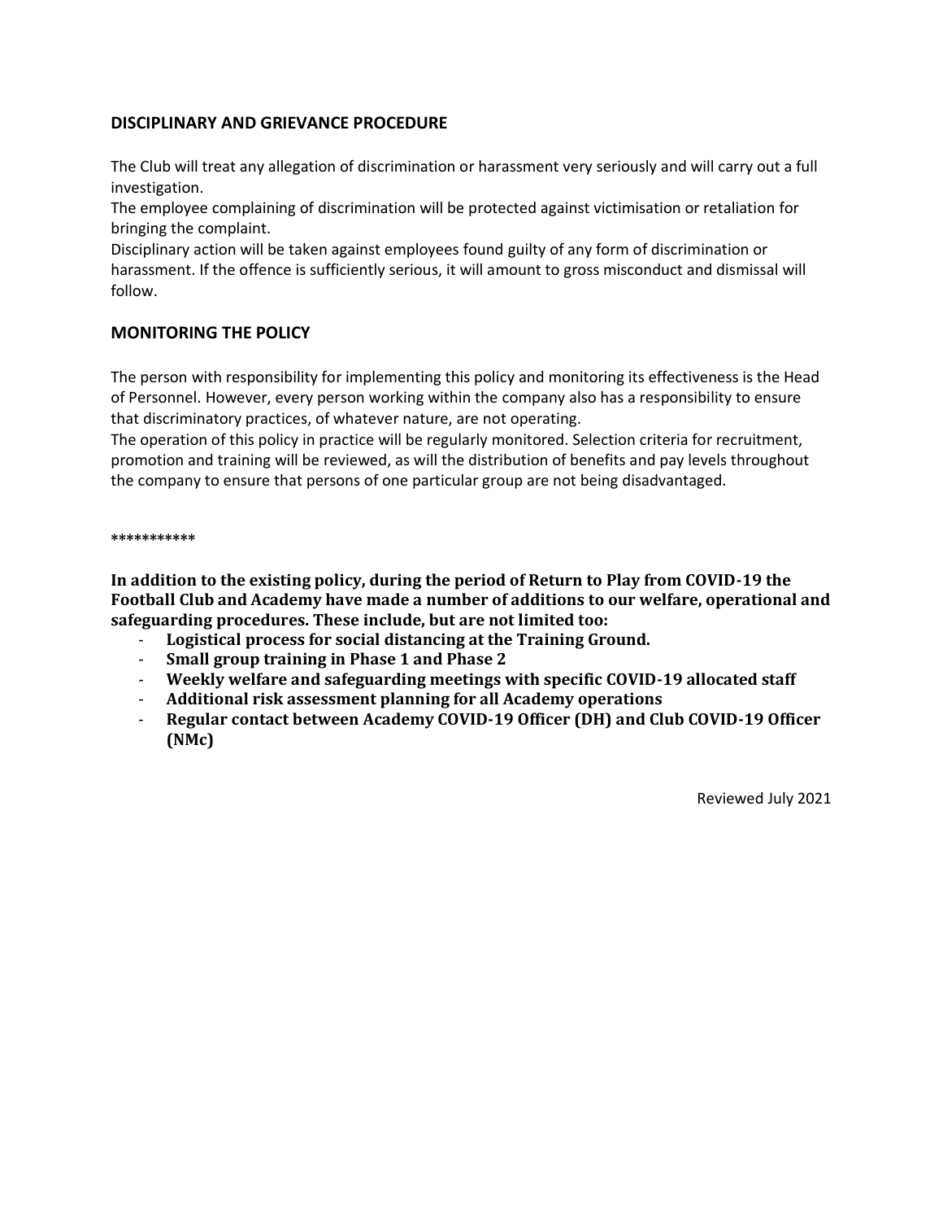## DISCIPLINARY AND GRIEVANCE PROCEDURE

The Club will treat any allegation of discrimination or harassment very seriously and will carry out a full investigation.

The employee complaining of discrimination will be protected against victimisation or retaliation for bringing the complaint.

Disciplinary action will be taken against employees found guilty of any form of discrimination or harassment. If the offence is sufficiently serious, it will amount to gross misconduct and dismissal will follow.

## MONITORING THE POLICY

The person with responsibility for implementing this policy and monitoring its effectiveness is the Head of Personnel. However, every person working within the company also has a responsibility to ensure that discriminatory practices, of whatever nature, are not operating.

The operation of this policy in practice will be regularly monitored. Selection criteria for recruitment, promotion and training will be reviewed, as will the distribution of benefits and pay levels throughout the company to ensure that persons of one particular group are not being disadvantaged.

***********

**In addition to the existing policy, during the period of Return to Play from COVID-19 the Football Club and Academy have made a number of additions to our welfare, operational and safeguarding procedures. These include, but are not limited too:**

- **Logistical process for social distancing at the Training Ground.**
- **Small group training in Phase 1 and Phase 2**
- **Weekly welfare and safeguarding meetings with specific COVID-19 allocated staff**
- **Additional risk assessment planning for all Academy operations**
- **Regular contact between Academy COVID-19 Officer (DH) and Club COVID-19 Officer (NMc)**

Reviewed July 2021